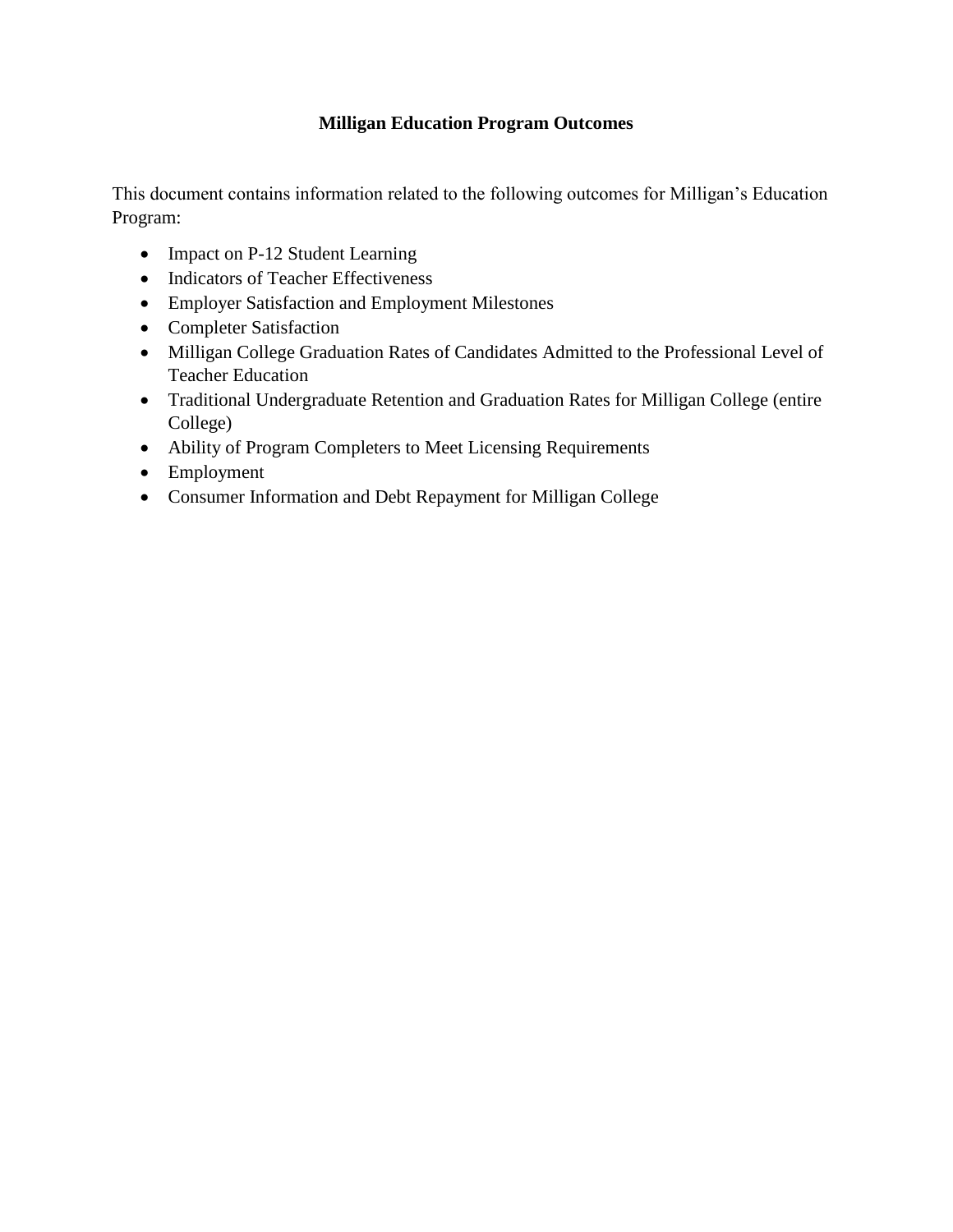# Milligan Education Program Outcomes

This document contains information related to the following outcomes for Milligan's Education Program:

- Impact on P-12 Student Learning
- Indicators of Teacher Effectiveness
- Employer Satisfaction and Employment Milestones
- Completer Satisfaction
- Milligan College Graduation Rates of Candidates Admitted to the Professional Level of Teacher Education
- Traditional Undergraduate Retention and Graduation Rates for Milligan College (entire College)
- Ability of Program Completers to Meet Licensing Requirements
- Employment
- Consumer Information and Debt Repayment for Milligan College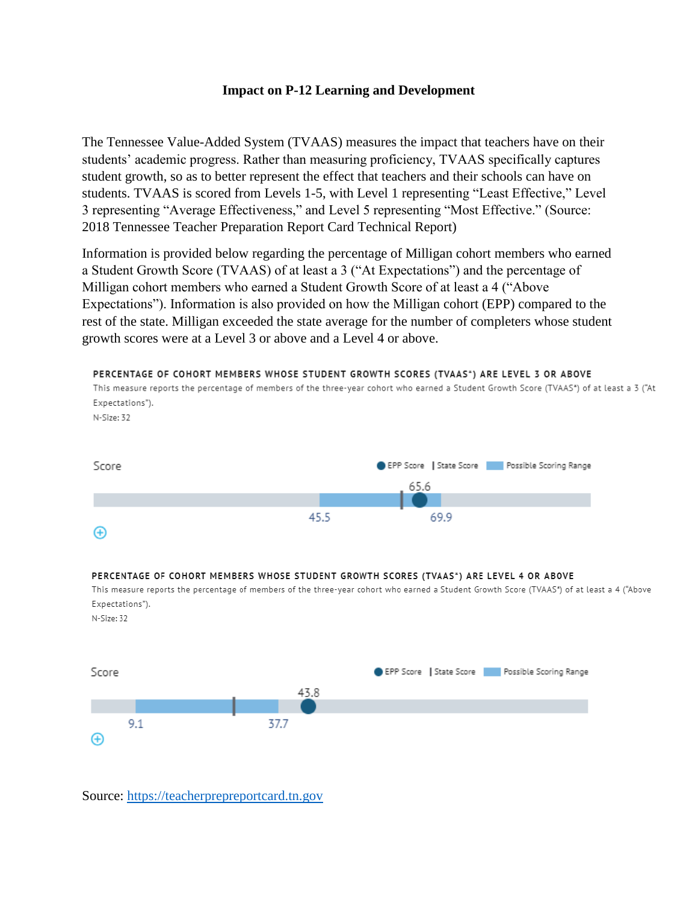**Impact on P-12 Learning and Development**

The Tennessee Value-Added System (TVAAS) measures the impact that teachers have on their students' academic progress. Rather than measuring proficiency, TVAAS specifically captures student growth, so as to better represent the effect that teachers and their schools can have on students. TVAAS is scored from Levels 1-5, with Level 1 representing "Least Effective," Level 3 representing "Average Effectiveness," and Level 5 representing "Most Effective." (Source: 2018 Tennessee Teacher Preparation Report Card Technical Report)

Information is provided below regarding the percentage of Milligan cohort members who earned a Student Growth Score (TVAAS) of at least a 3 ("At Expectations") and the percentage of Milligan cohort members who earned a Student Growth Score of at least a 4 ("Above Expectations"). Information is also provided on how the Milligan cohort (EPP) compared to the rest of the state. Milligan exceeded the state average for the number of completers whose student growth scores were at a Level 3 or above and a Level 4 or above.

PERCENTAGE OF COHORT MEMBERS WHOSE STUDENT GROWTH SCORES (TVAAS*) ARE LEVEL 3 OR ABOVE

This measure reports the percentage of members of the three-year cohort who earned a Student Growth Score (TVAAS*) of at least a 3 ("At Expectations").

N-Size: 32

Score — EPP Score | State Score | Possible Scoring Range

65.6

45.5 — 69.9

PERCENTAGE OF COHORT MEMBERS WHOSE STUDENT GROWTH SCORES (TVAAS*) ARE LEVEL 4 OR ABOVE

This measure reports the percentage of members of the three-year cohort who earned a Student Growth Score (TVAAS*) of at least a 4 ("Above Expectations").

N-Size: 32

Score — EPP Score | State Score | Possible Scoring Range

43.8

9.1 — 37.7

Source: https://teacherprepreportcard.tn.gov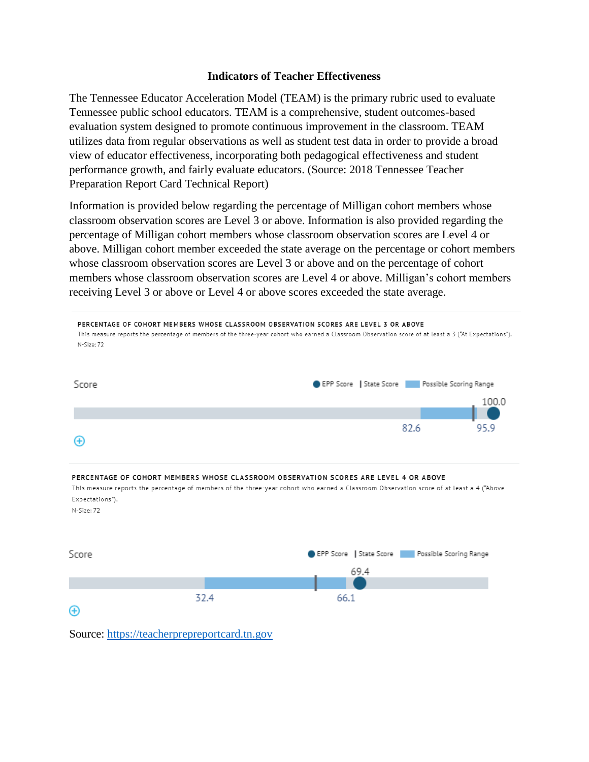**Indicators of Teacher Effectiveness**

The Tennessee Educator Acceleration Model (TEAM) is the primary rubric used to evaluate Tennessee public school educators. TEAM is a comprehensive, student outcomes-based evaluation system designed to promote continuous improvement in the classroom. TEAM utilizes data from regular observations as well as student test data in order to provide a broad view of educator effectiveness, incorporating both pedagogical effectiveness and student performance growth, and fairly evaluate educators. (Source: 2018 Tennessee Teacher Preparation Report Card Technical Report)

Information is provided below regarding the percentage of Milligan cohort members whose classroom observation scores are Level 3 or above. Information is also provided regarding the percentage of Milligan cohort members whose classroom observation scores are Level 4 or above. Milligan cohort member exceeded the state average on the percentage or cohort members whose classroom observation scores are Level 3 or above and on the percentage of cohort members whose classroom observation scores are Level 4 or above. Milligan's cohort members receiving Level 3 or above or Level 4 or above scores exceeded the state average.

PERCENTAGE OF COHORT MEMBERS WHOSE CLASSROOM OBSERVATION SCORES ARE LEVEL 3 OR ABOVE

This measure reports the percentage of members of the three-year cohort who earned a Classroom Observation score of at least a 3 ("At Expectations").

N-Size: 72

Score

● EPP Score | State Score ▬ Possible Scoring Range

100.0

82.6 95.9

PERCENTAGE OF COHORT MEMBERS WHOSE CLASSROOM OBSERVATION SCORES ARE LEVEL 4 OR ABOVE

This measure reports the percentage of members of the three-year cohort who earned a Classroom Observation score of at least a 4 ("Above Expectations").

N-Size: 72

Score

● EPP Score | State Score ▬ Possible Scoring Range

69.4

32.4 66.1

Source: [https://teacherprepreportcard.tn.gov](https://teacherprepreportcard.tn.gov)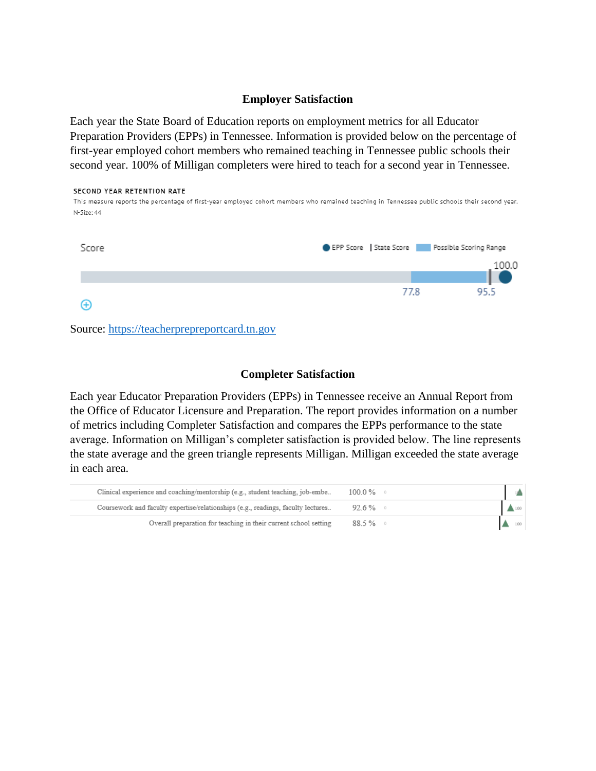## Employer Satisfaction

Each year the State Board of Education reports on employment metrics for all Educator Preparation Providers (EPPs) in Tennessee. Information is provided below on the percentage of first-year employed cohort members who remained teaching in Tennessee public schools their second year. 100% of Milligan completers were hired to teach for a second year in Tennessee.

SECOND YEAR RETENTION RATE

This measure reports the percentage of first-year employed cohort members who remained teaching in Tennessee public schools their second year.

N-Size: 44

Score

EPP Score | State Score | Possible Scoring Range

100.0

77.8 95.5

Source: [https://teacherprepreportcard.tn.gov](https://teacherprepreportcard.tn.gov)

## Completer Satisfaction

Each year Educator Preparation Providers (EPPs) in Tennessee receive an Annual Report from the Office of Educator Licensure and Preparation. The report provides information on a number of metrics including Completer Satisfaction and compares the EPPs performance to the state average. Information on Milligan's completer satisfaction is provided below. The line represents the state average and the green triangle represents Milligan. Milligan exceeded the state average in each area.

| | |
|---|---|
| Clinical experience and coaching/mentorship (e.g., student teaching, job-embe.. | 100.0 % |
| Coursework and faculty expertise/relationships (e.g., readings, faculty lectures.. | 92.6 % |
| Overall preparation for teaching in their current school setting | 88.5 % |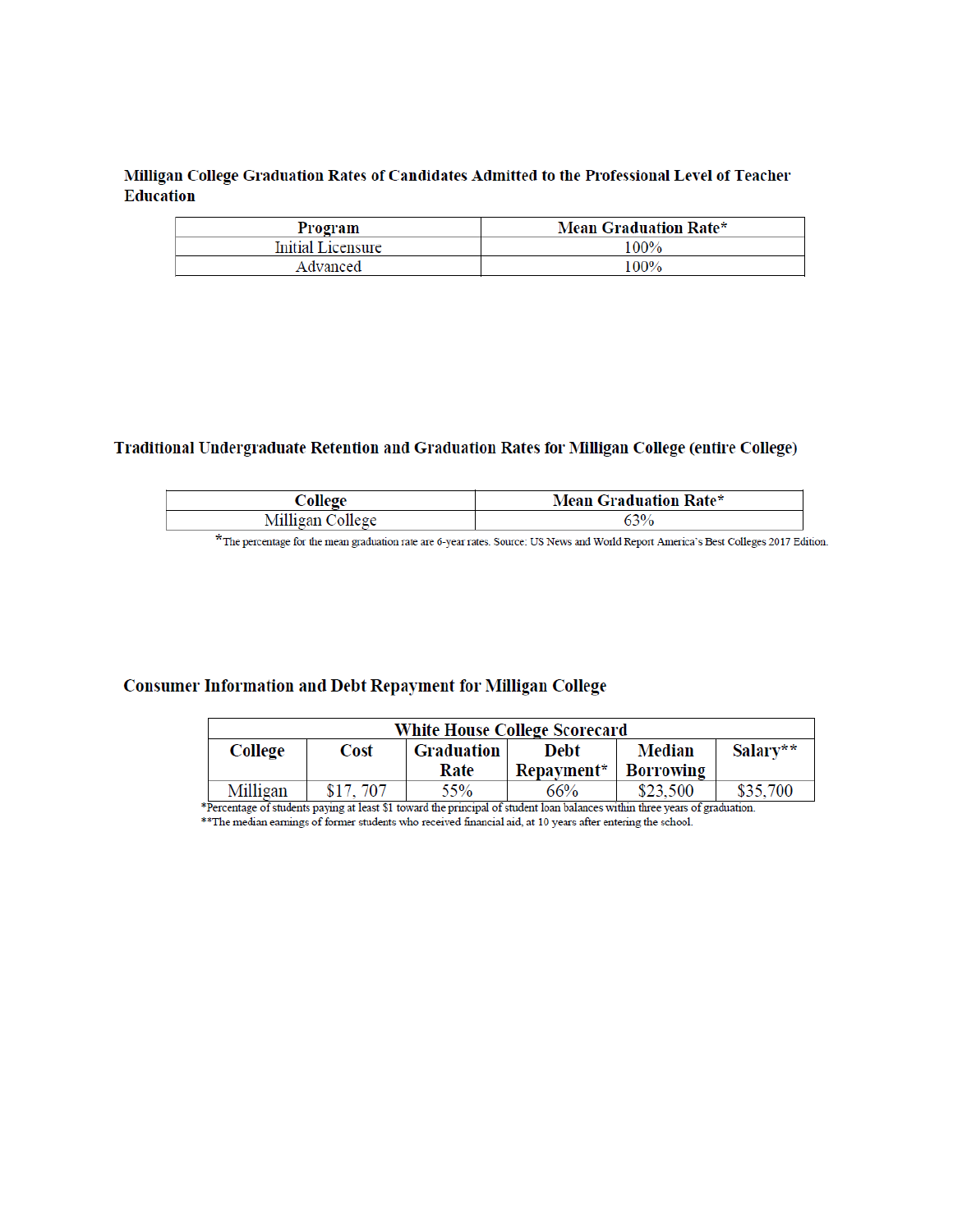**Milligan College Graduation Rates of Candidates Admitted to the Professional Level of Teacher Education**

| Program | Mean Graduation Rate* |
|---|---|
| Initial Licensure | 100% |
| Advanced | 100% |

**Traditional Undergraduate Retention and Graduation Rates for Milligan College (entire College)**

| College | Mean Graduation Rate* |
|---|---|
| Milligan College | 63% |

*The percentage for the mean graduation rate are 6-year rates. Source: US News and World Report America's Best Colleges 2017 Edition.

**Consumer Information and Debt Repayment for Milligan College**

| White House College Scorecard | | | | | |
|---|---|---|---|---|---|
| College | Cost | Graduation Rate | Debt Repayment* | Median Borrowing | Salary** |
| Milligan | $17, 707 | 55% | 66% | $23,500 | $35,700 |

*Percentage of students paying at least $1 toward the principal of student loan balances within three years of graduation.

**The median earnings of former students who received financial aid, at 10 years after entering the school.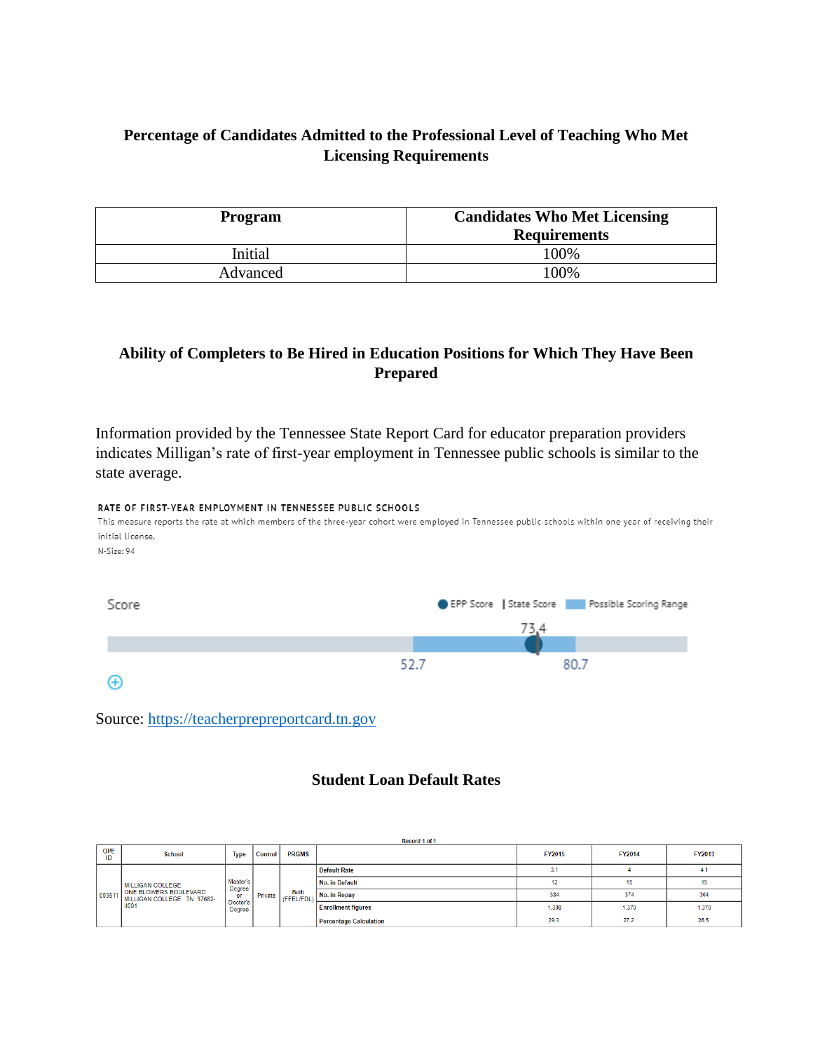## Percentage of Candidates Admitted to the Professional Level of Teaching Who Met Licensing Requirements

| Program | Candidates Who Met Licensing Requirements |
|---|---|
| Initial | 100% |
| Advanced | 100% |

## Ability of Completers to Be Hired in Education Positions for Which They Have Been Prepared

Information provided by the Tennessee State Report Card for educator preparation providers indicates Milligan's rate of first-year employment in Tennessee public schools is similar to the state average.

RATE OF FIRST-YEAR EMPLOYMENT IN TENNESSEE PUBLIC SCHOOLS

This measure reports the rate at which members of the three-year cohort were employed in Tennessee public schools within one year of receiving their initial license.

N-Size: 94

Score

EPP Score | State Score | Possible Scoring Range

73.4

52.7 80.7

Source: https://teacherprepreportcard.tn.gov

## Student Loan Default Rates

Record 1 of 1

| OPE ID | School | Type | Control | PRGMS | | FY2015 | FY2014 | FY2013 |
|---|---|---|---|---|---|---|---|---|
| 003511 | MILLIGAN COLLEGE ONE BLOWERS BOULEVARD MILLIGAN COLLEGE TN 37682-4001 | Master's Degree or Doctor's Degree | Private | Both (FFEL/FDL) | Default Rate | 3.1 | 4 | 4.1 |
| | | | | | No. in Default | 12 | 15 | 15 |
| | | | | | No. in Repay | 384 | 374 | 364 |
| | | | | | Enrollment figures | 1,308 | 1,370 | 1,370 |
| | | | | | Percentage Calculation | 29.3 | 27.2 | 26.5 |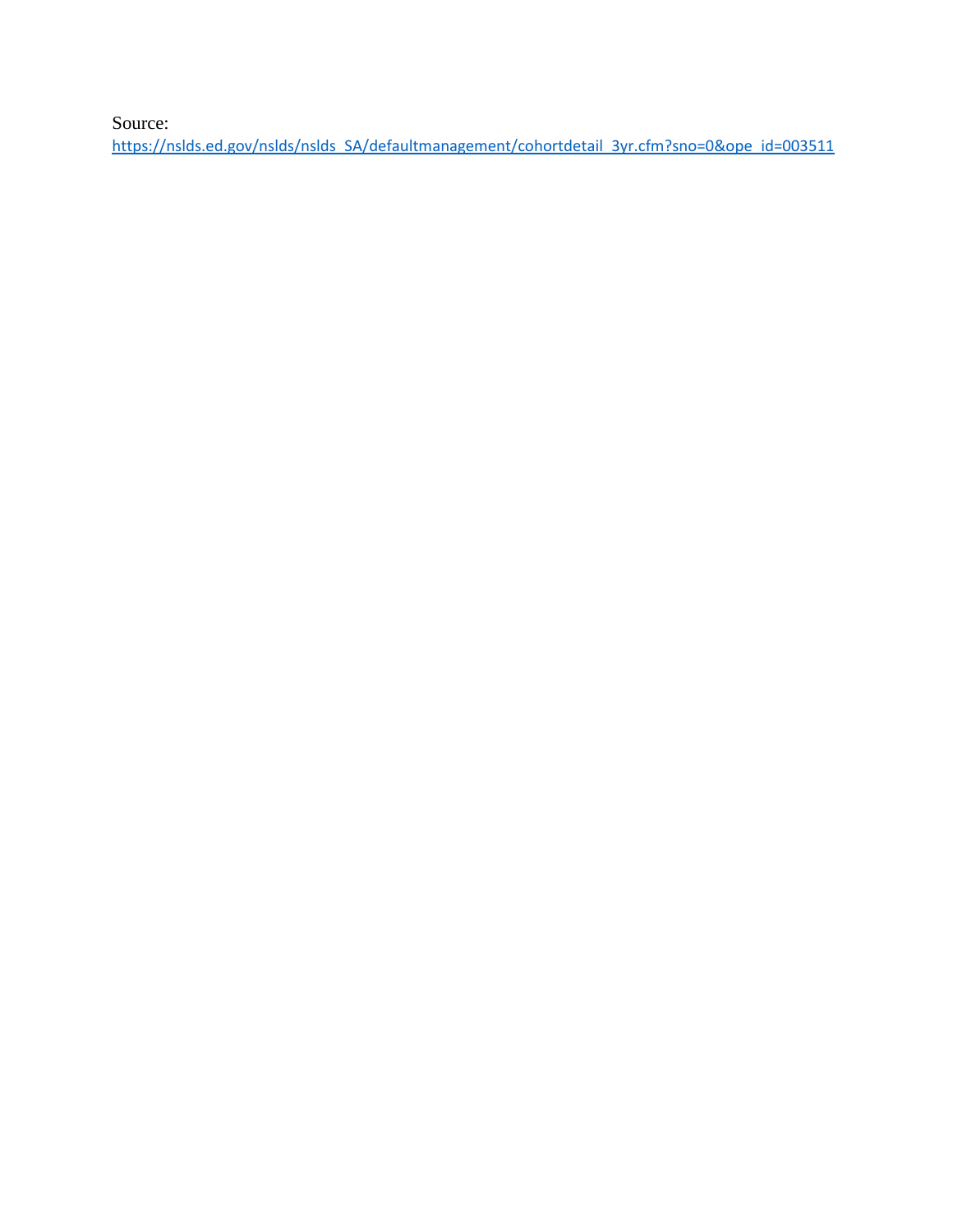Source:
https://nslds.ed.gov/nslds/nslds_SA/defaultmanagement/cohortdetail_3yr.cfm?sno=0&ope_id=003511